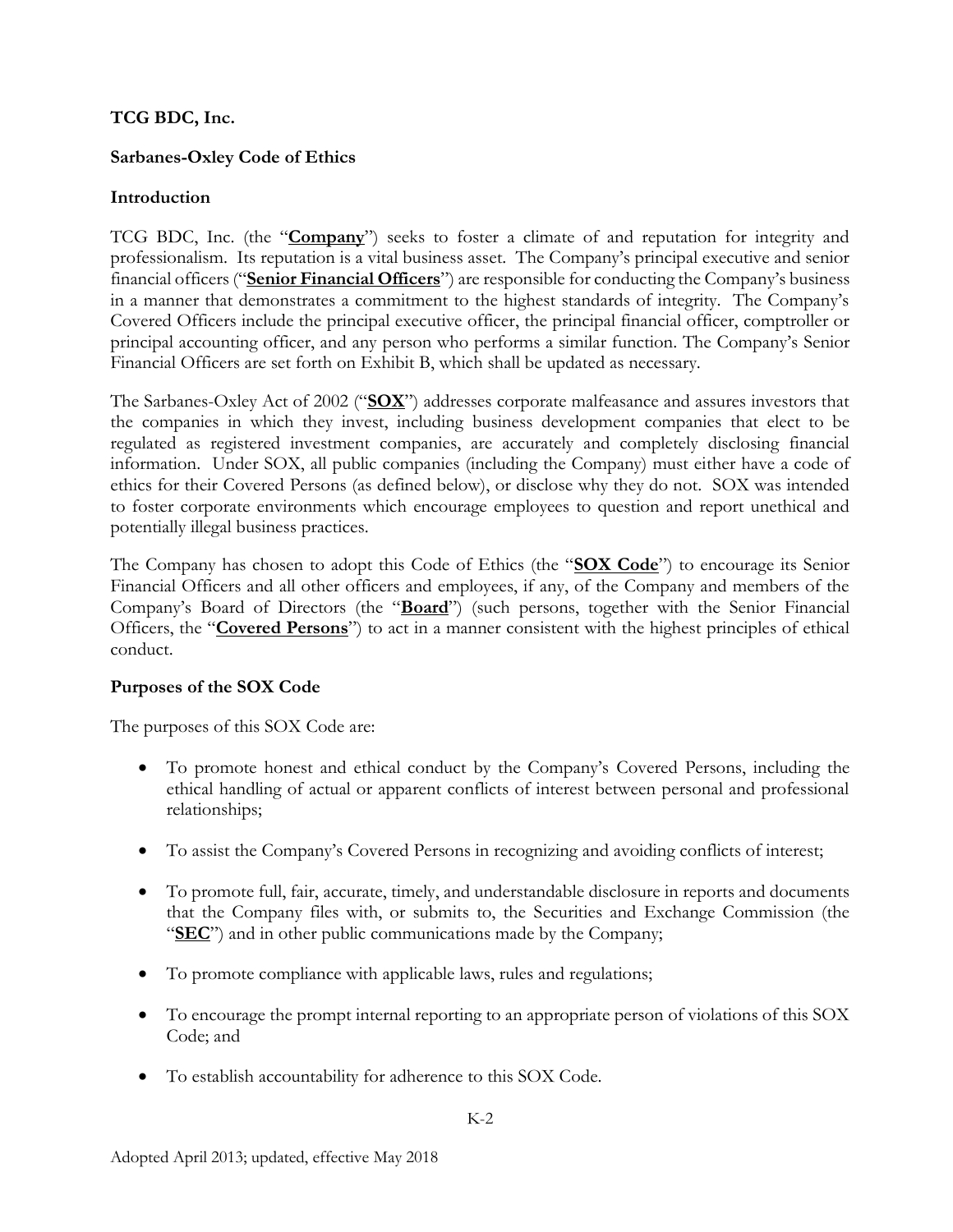**TCG BDC, Inc.**

**Sarbanes-Oxley Code of Ethics**

**Introduction**

TCG BDC, Inc. (the "**Company**") seeks to foster a climate of and reputation for integrity and professionalism. Its reputation is a vital business asset. The Company's principal executive and senior financial officers ("**Senior Financial Officers**") are responsible for conducting the Company's business in a manner that demonstrates a commitment to the highest standards of integrity. The Company's Covered Officers include the principal executive officer, the principal financial officer, comptroller or principal accounting officer, and any person who performs a similar function. The Company's Senior Financial Officers are set forth on Exhibit B, which shall be updated as necessary.

The Sarbanes-Oxley Act of 2002 ("**SOX**") addresses corporate malfeasance and assures investors that the companies in which they invest, including business development companies that elect to be regulated as registered investment companies, are accurately and completely disclosing financial information. Under SOX, all public companies (including the Company) must either have a code of ethics for their Covered Persons (as defined below), or disclose why they do not. SOX was intended to foster corporate environments which encourage employees to question and report unethical and potentially illegal business practices.

The Company has chosen to adopt this Code of Ethics (the "**SOX Code**") to encourage its Senior Financial Officers and all other officers and employees, if any, of the Company and members of the Company's Board of Directors (the "**Board**") (such persons, together with the Senior Financial Officers, the "**Covered Persons**") to act in a manner consistent with the highest principles of ethical conduct.

**Purposes of the SOX Code**

The purposes of this SOX Code are:

- To promote honest and ethical conduct by the Company's Covered Persons, including the ethical handling of actual or apparent conflicts of interest between personal and professional relationships;
- To assist the Company's Covered Persons in recognizing and avoiding conflicts of interest;
- To promote full, fair, accurate, timely, and understandable disclosure in reports and documents that the Company files with, or submits to, the Securities and Exchange Commission (the "**SEC**") and in other public communications made by the Company;
- To promote compliance with applicable laws, rules and regulations;
- To encourage the prompt internal reporting to an appropriate person of violations of this SOX Code; and
- To establish accountability for adherence to this SOX Code.

Adopted April 2013; updated, effective May 2018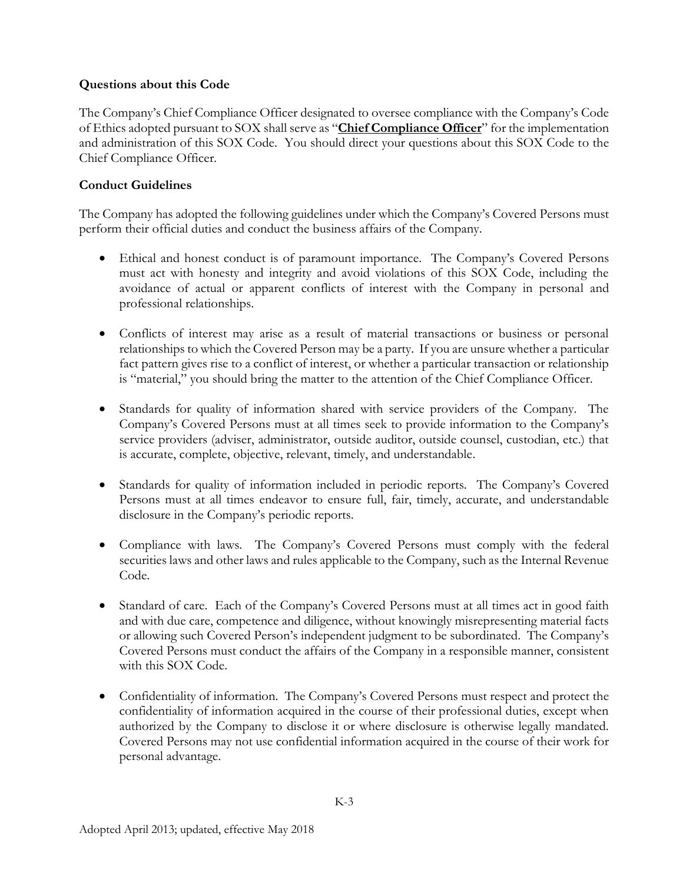**Questions about this Code**

The Company's Chief Compliance Officer designated to oversee compliance with the Company's Code of Ethics adopted pursuant to SOX shall serve as "**<u>Chief Compliance Officer</u>**" for the implementation and administration of this SOX Code. You should direct your questions about this SOX Code to the Chief Compliance Officer.

**Conduct Guidelines**

The Company has adopted the following guidelines under which the Company's Covered Persons must perform their official duties and conduct the business affairs of the Company.

- Ethical and honest conduct is of paramount importance. The Company's Covered Persons must act with honesty and integrity and avoid violations of this SOX Code, including the avoidance of actual or apparent conflicts of interest with the Company in personal and professional relationships.

- Conflicts of interest may arise as a result of material transactions or business or personal relationships to which the Covered Person may be a party. If you are unsure whether a particular fact pattern gives rise to a conflict of interest, or whether a particular transaction or relationship is "material," you should bring the matter to the attention of the Chief Compliance Officer.

- Standards for quality of information shared with service providers of the Company. The Company's Covered Persons must at all times seek to provide information to the Company's service providers (adviser, administrator, outside auditor, outside counsel, custodian, etc.) that is accurate, complete, objective, relevant, timely, and understandable.

- Standards for quality of information included in periodic reports. The Company's Covered Persons must at all times endeavor to ensure full, fair, timely, accurate, and understandable disclosure in the Company's periodic reports.

- Compliance with laws. The Company's Covered Persons must comply with the federal securities laws and other laws and rules applicable to the Company, such as the Internal Revenue Code.

- Standard of care. Each of the Company's Covered Persons must at all times act in good faith and with due care, competence and diligence, without knowingly misrepresenting material facts or allowing such Covered Person's independent judgment to be subordinated. The Company's Covered Persons must conduct the affairs of the Company in a responsible manner, consistent with this SOX Code.

- Confidentiality of information. The Company's Covered Persons must respect and protect the confidentiality of information acquired in the course of their professional duties, except when authorized by the Company to disclose it or where disclosure is otherwise legally mandated. Covered Persons may not use confidential information acquired in the course of their work for personal advantage.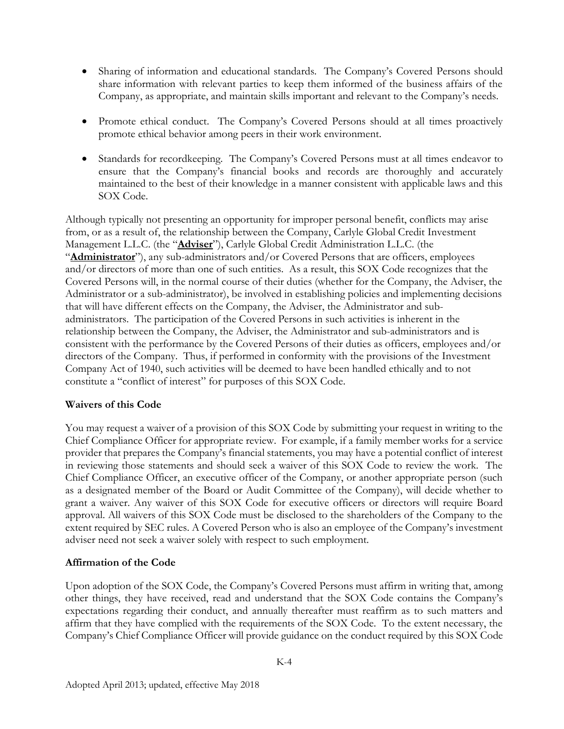- Sharing of information and educational standards. The Company's Covered Persons should share information with relevant parties to keep them informed of the business affairs of the Company, as appropriate, and maintain skills important and relevant to the Company's needs.

- Promote ethical conduct. The Company's Covered Persons should at all times proactively promote ethical behavior among peers in their work environment.

- Standards for recordkeeping. The Company's Covered Persons must at all times endeavor to ensure that the Company's financial books and records are thoroughly and accurately maintained to the best of their knowledge in a manner consistent with applicable laws and this SOX Code.

Although typically not presenting an opportunity for improper personal benefit, conflicts may arise from, or as a result of, the relationship between the Company, Carlyle Global Credit Investment Management L.L.C. (the "**Adviser**"), Carlyle Global Credit Administration L.L.C. (the "**Administrator**"), any sub-administrators and/or Covered Persons that are officers, employees and/or directors of more than one of such entities. As a result, this SOX Code recognizes that the Covered Persons will, in the normal course of their duties (whether for the Company, the Adviser, the Administrator or a sub-administrator), be involved in establishing policies and implementing decisions that will have different effects on the Company, the Adviser, the Administrator and sub-administrators. The participation of the Covered Persons in such activities is inherent in the relationship between the Company, the Adviser, the Administrator and sub-administrators and is consistent with the performance by the Covered Persons of their duties as officers, employees and/or directors of the Company. Thus, if performed in conformity with the provisions of the Investment Company Act of 1940, such activities will be deemed to have been handled ethically and to not constitute a "conflict of interest" for purposes of this SOX Code.

**Waivers of this Code**

You may request a waiver of a provision of this SOX Code by submitting your request in writing to the Chief Compliance Officer for appropriate review. For example, if a family member works for a service provider that prepares the Company's financial statements, you may have a potential conflict of interest in reviewing those statements and should seek a waiver of this SOX Code to review the work. The Chief Compliance Officer, an executive officer of the Company, or another appropriate person (such as a designated member of the Board or Audit Committee of the Company), will decide whether to grant a waiver. Any waiver of this SOX Code for executive officers or directors will require Board approval. All waivers of this SOX Code must be disclosed to the shareholders of the Company to the extent required by SEC rules. A Covered Person who is also an employee of the Company's investment adviser need not seek a waiver solely with respect to such employment.

**Affirmation of the Code**

Upon adoption of the SOX Code, the Company's Covered Persons must affirm in writing that, among other things, they have received, read and understand that the SOX Code contains the Company's expectations regarding their conduct, and annually thereafter must reaffirm as to such matters and affirm that they have complied with the requirements of the SOX Code. To the extent necessary, the Company's Chief Compliance Officer will provide guidance on the conduct required by this SOX Code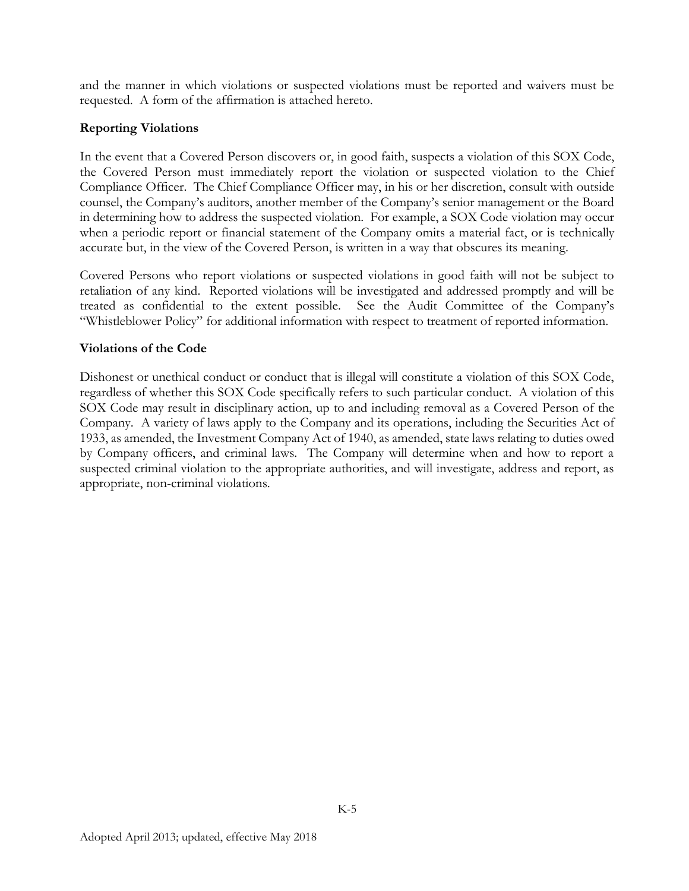and the manner in which violations or suspected violations must be reported and waivers must be requested. A form of the affirmation is attached hereto.

**Reporting Violations**

In the event that a Covered Person discovers or, in good faith, suspects a violation of this SOX Code, the Covered Person must immediately report the violation or suspected violation to the Chief Compliance Officer. The Chief Compliance Officer may, in his or her discretion, consult with outside counsel, the Company's auditors, another member of the Company's senior management or the Board in determining how to address the suspected violation. For example, a SOX Code violation may occur when a periodic report or financial statement of the Company omits a material fact, or is technically accurate but, in the view of the Covered Person, is written in a way that obscures its meaning.

Covered Persons who report violations or suspected violations in good faith will not be subject to retaliation of any kind. Reported violations will be investigated and addressed promptly and will be treated as confidential to the extent possible. See the Audit Committee of the Company's "Whistleblower Policy" for additional information with respect to treatment of reported information.

**Violations of the Code**

Dishonest or unethical conduct or conduct that is illegal will constitute a violation of this SOX Code, regardless of whether this SOX Code specifically refers to such particular conduct. A violation of this SOX Code may result in disciplinary action, up to and including removal as a Covered Person of the Company. A variety of laws apply to the Company and its operations, including the Securities Act of 1933, as amended, the Investment Company Act of 1940, as amended, state laws relating to duties owed by Company officers, and criminal laws. The Company will determine when and how to report a suspected criminal violation to the appropriate authorities, and will investigate, address and report, as appropriate, non-criminal violations.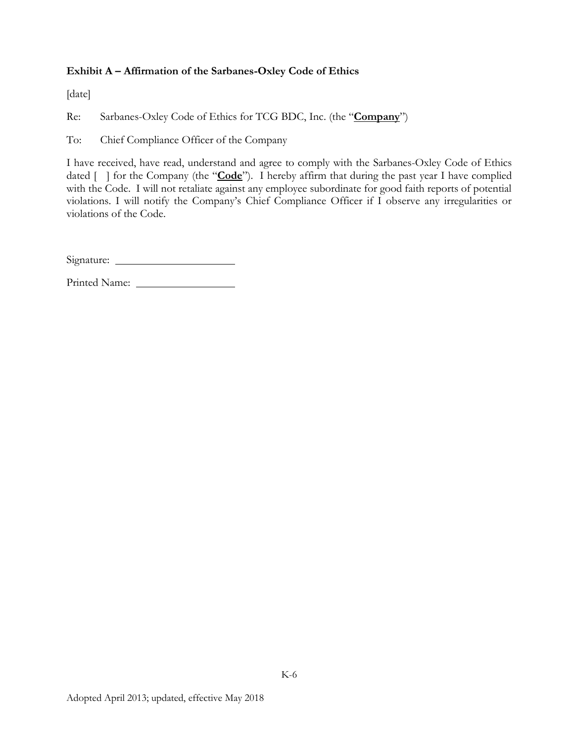**Exhibit A – Affirmation of the Sarbanes-Oxley Code of Ethics**

[date]

Re: Sarbanes-Oxley Code of Ethics for TCG BDC, Inc. (the "**Company**")

To: Chief Compliance Officer of the Company

I have received, have read, understand and agree to comply with the Sarbanes-Oxley Code of Ethics dated [ ] for the Company (the "**Code**"). I hereby affirm that during the past year I have complied with the Code. I will not retaliate against any employee subordinate for good faith reports of potential violations. I will notify the Company's Chief Compliance Officer if I observe any irregularities or violations of the Code.

Signature: ______________________

Printed Name: ___________________

Adopted April 2013; updated, effective May 2018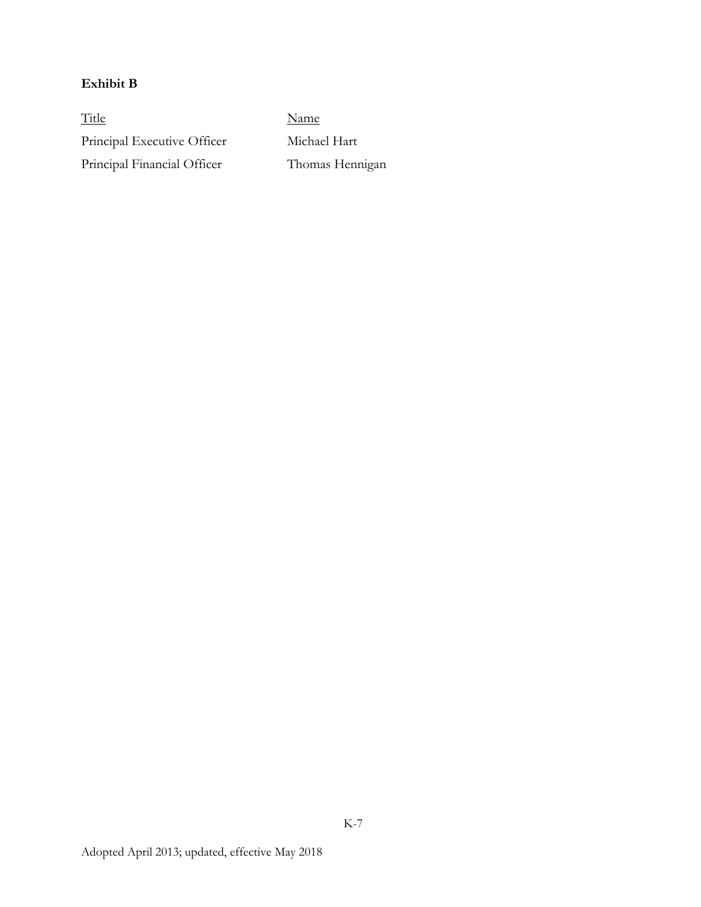**Exhibit B**

| Title | Name |
| --- | --- |
| Principal Executive Officer | Michael Hart |
| Principal Financial Officer | Thomas Hennigan |

Adopted April 2013; updated, effective May 2018